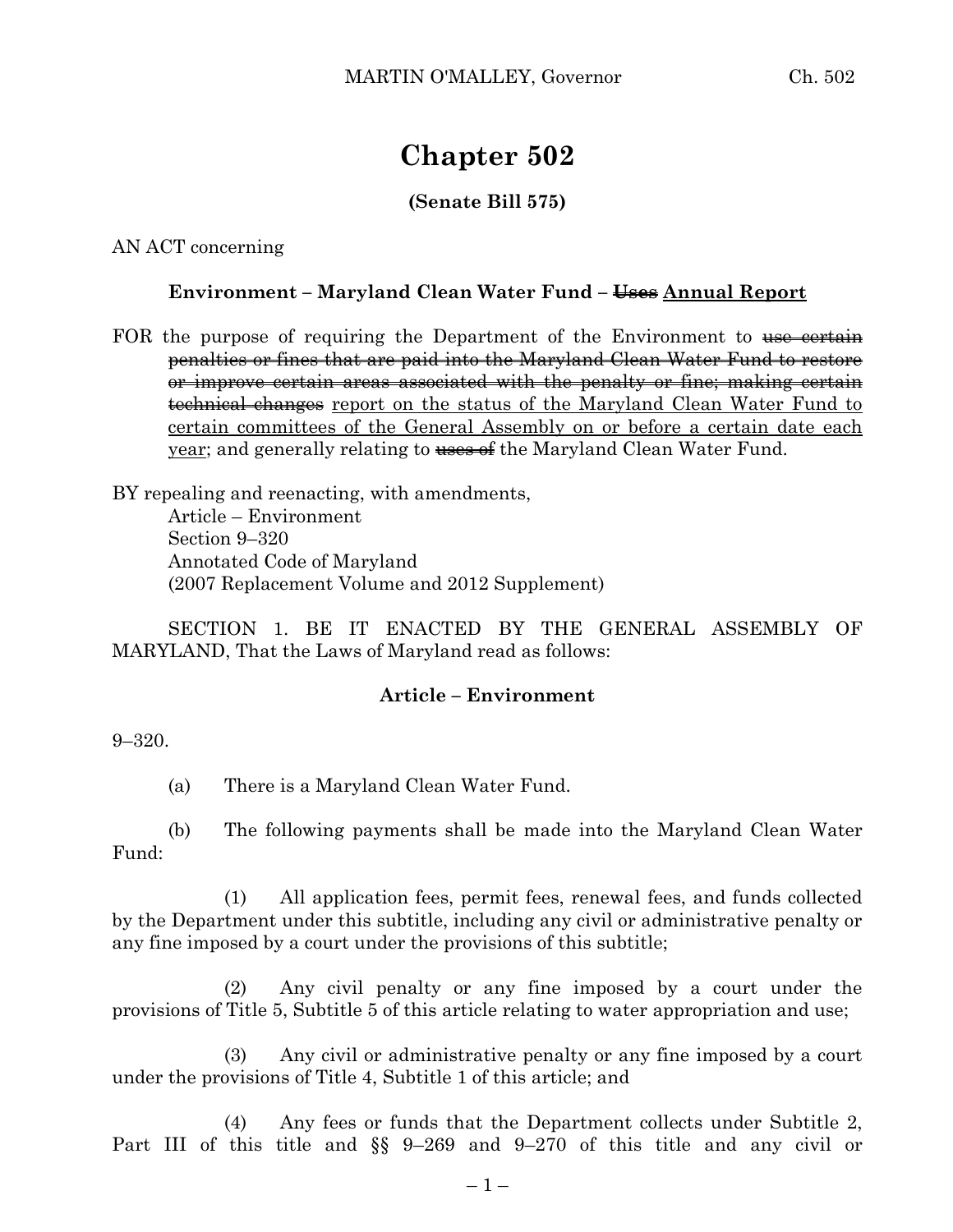# Chapter 502

**(Senate Bill 575)**

AN ACT concerning

**Environment – Maryland Clean Water Fund – ~~Uses~~ Annual Report**

FOR the purpose of requiring the Department of the Environment to ~~use certain penalties or fines that are paid into the Maryland Clean Water Fund to restore or improve certain areas associated with the penalty or fine; making certain technical changes~~ report on the status of the Maryland Clean Water Fund to certain committees of the General Assembly on or before a certain date each year; and generally relating to ~~uses of~~ the Maryland Clean Water Fund.

BY repealing and reenacting, with amendments,
Article – Environment
Section 9–320
Annotated Code of Maryland
(2007 Replacement Volume and 2012 Supplement)

SECTION 1. BE IT ENACTED BY THE GENERAL ASSEMBLY OF MARYLAND, That the Laws of Maryland read as follows:

**Article – Environment**

9–320.

(a) There is a Maryland Clean Water Fund.

(b) The following payments shall be made into the Maryland Clean Water Fund:

(1) All application fees, permit fees, renewal fees, and funds collected by the Department under this subtitle, including any civil or administrative penalty or any fine imposed by a court under the provisions of this subtitle;

(2) Any civil penalty or any fine imposed by a court under the provisions of Title 5, Subtitle 5 of this article relating to water appropriation and use;

(3) Any civil or administrative penalty or any fine imposed by a court under the provisions of Title 4, Subtitle 1 of this article; and

(4) Any fees or funds that the Department collects under Subtitle 2, Part III of this title and §§ 9–269 and 9–270 of this title and any civil or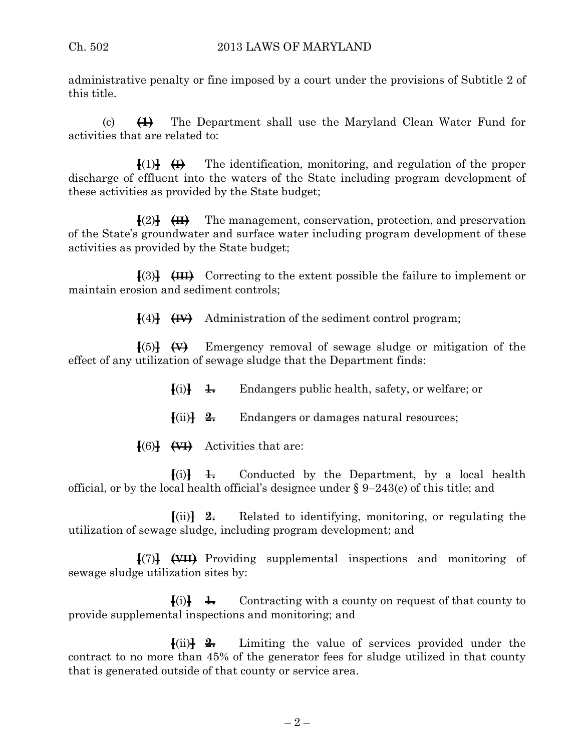administrative penalty or fine imposed by a court under the provisions of Subtitle 2 of this title.

(c) ~~(1)~~ The Department shall use the Maryland Clean Water Fund for activities that are related to:

[(1)] ~~(I)~~ The identification, monitoring, and regulation of the proper discharge of effluent into the waters of the State including program development of these activities as provided by the State budget;

[(2)] ~~(II)~~ The management, conservation, protection, and preservation of the State's groundwater and surface water including program development of these activities as provided by the State budget;

[(3)] ~~(III)~~ Correcting to the extent possible the failure to implement or maintain erosion and sediment controls;

[(4)] ~~(IV)~~ Administration of the sediment control program;

[(5)] ~~(V)~~ Emergency removal of sewage sludge or mitigation of the effect of any utilization of sewage sludge that the Department finds:

[(i)] ~~1.~~ Endangers public health, safety, or welfare; or

[(ii)] ~~2.~~ Endangers or damages natural resources;

[(6)] ~~(VI)~~ Activities that are:

[(i)] ~~1.~~ Conducted by the Department, by a local health official, or by the local health official's designee under § 9–243(e) of this title; and

[(ii)] ~~2.~~ Related to identifying, monitoring, or regulating the utilization of sewage sludge, including program development; and

[(7)] ~~(VII)~~ Providing supplemental inspections and monitoring of sewage sludge utilization sites by:

[(i)] ~~1.~~ Contracting with a county on request of that county to provide supplemental inspections and monitoring; and

[(ii)] ~~2.~~ Limiting the value of services provided under the contract to no more than 45% of the generator fees for sludge utilized in that county that is generated outside of that county or service area.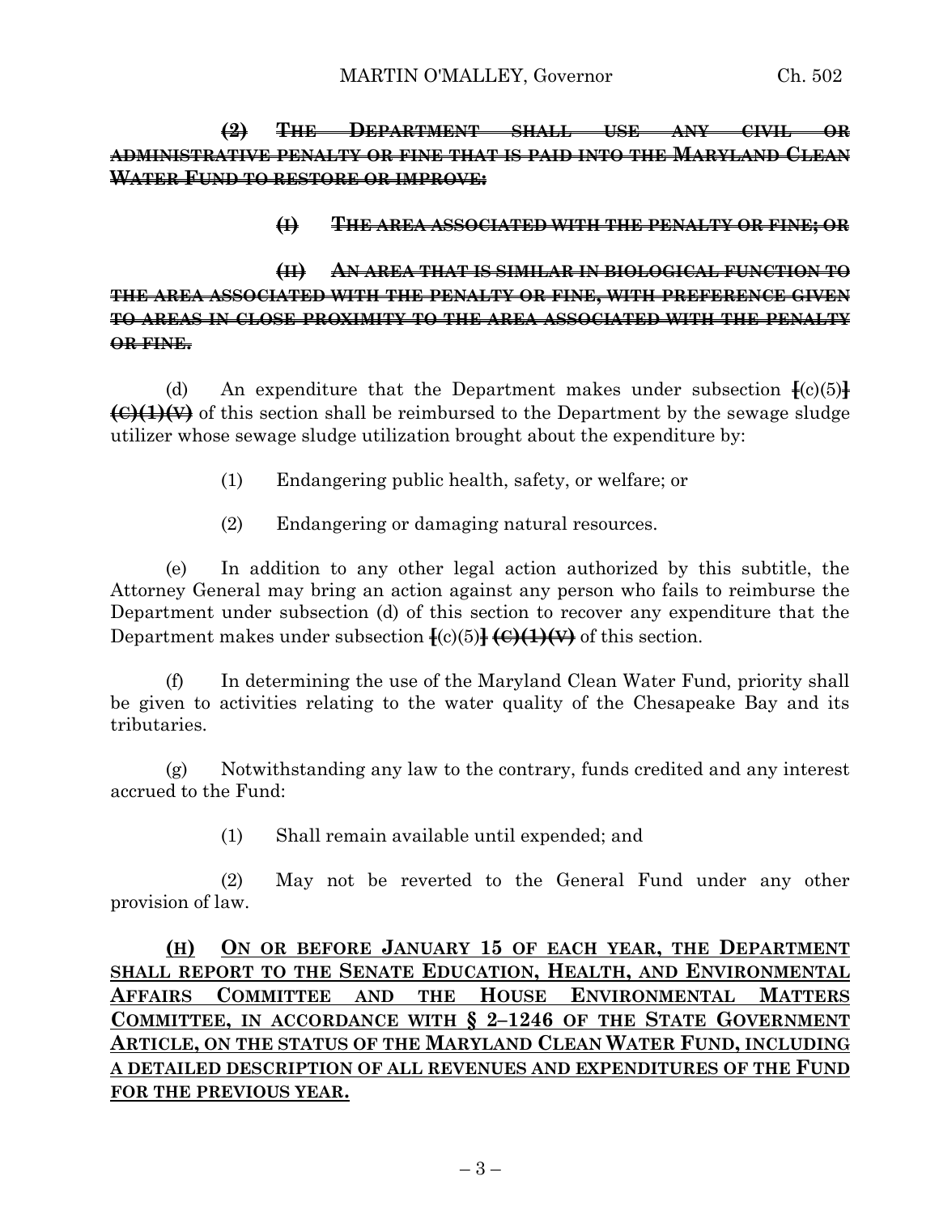~~**(2) THE DEPARTMENT SHALL USE ANY CIVIL OR ADMINISTRATIVE PENALTY OR FINE THAT IS PAID INTO THE MARYLAND CLEAN WATER FUND TO RESTORE OR IMPROVE:**~~

~~**(I) THE AREA ASSOCIATED WITH THE PENALTY OR FINE; OR**~~

~~**(II) AN AREA THAT IS SIMILAR IN BIOLOGICAL FUNCTION TO THE AREA ASSOCIATED WITH THE PENALTY OR FINE, WITH PREFERENCE GIVEN TO AREAS IN CLOSE PROXIMITY TO THE AREA ASSOCIATED WITH THE PENALTY OR FINE.**~~

(d) An expenditure that the Department makes under subsection [(c)(5)] ~~**(C)(1)(V)**~~ of this section shall be reimbursed to the Department by the sewage sludge utilizer whose sewage sludge utilization brought about the expenditure by:

(1) Endangering public health, safety, or welfare; or

(2) Endangering or damaging natural resources.

(e) In addition to any other legal action authorized by this subtitle, the Attorney General may bring an action against any person who fails to reimburse the Department under subsection (d) of this section to recover any expenditure that the Department makes under subsection [(c)(5)] ~~**(C)(1)(V)**~~ of this section.

(f) In determining the use of the Maryland Clean Water Fund, priority shall be given to activities relating to the water quality of the Chesapeake Bay and its tributaries.

(g) Notwithstanding any law to the contrary, funds credited and any interest accrued to the Fund:

(1) Shall remain available until expended; and

(2) May not be reverted to the General Fund under any other provision of law.

<u>**(H) ON OR BEFORE JANUARY 15 OF EACH YEAR, THE DEPARTMENT SHALL REPORT TO THE SENATE EDUCATION, HEALTH, AND ENVIRONMENTAL AFFAIRS COMMITTEE AND THE HOUSE ENVIRONMENTAL MATTERS COMMITTEE, IN ACCORDANCE WITH § 2–1246 OF THE STATE GOVERNMENT ARTICLE, ON THE STATUS OF THE MARYLAND CLEAN WATER FUND, INCLUDING A DETAILED DESCRIPTION OF ALL REVENUES AND EXPENDITURES OF THE FUND FOR THE PREVIOUS YEAR.**</u>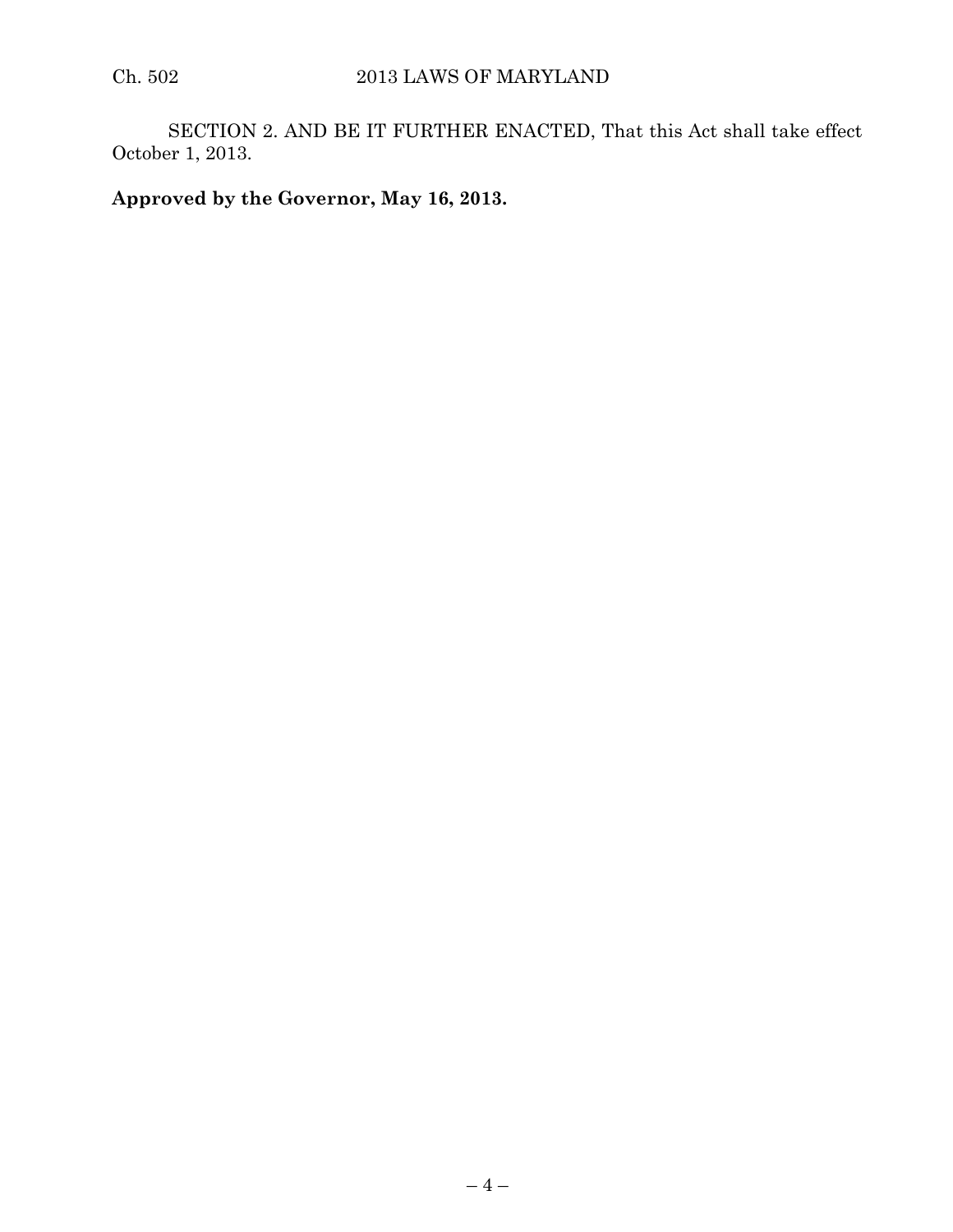SECTION 2. AND BE IT FURTHER ENACTED, That this Act shall take effect October 1, 2013.

**Approved by the Governor, May 16, 2013.**